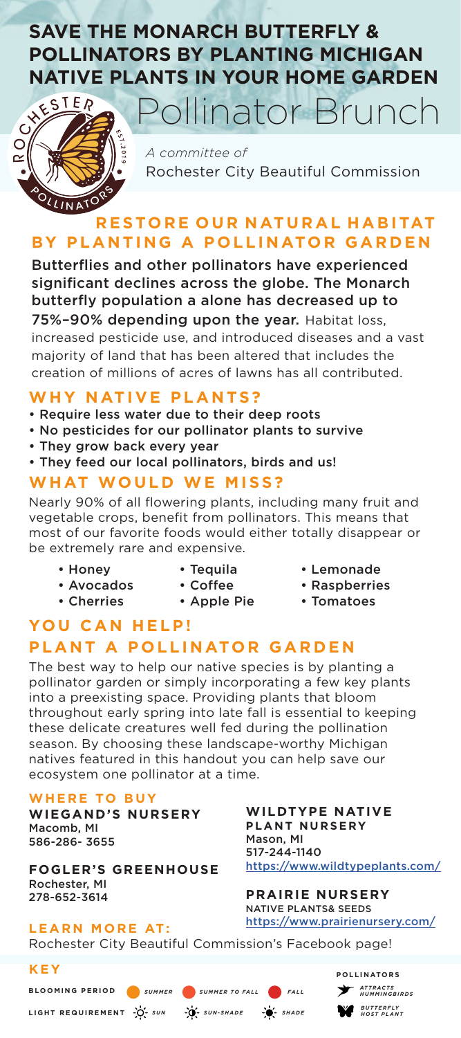# SAVE THE MONARCH BUTTERFLY & POLLINATORS BY PLANTING MICHIGAN NATIVE PLANTS IN YOUR HOME GARDEN

ROCHESTER POLLINATORS EST. 2019

# Pollinator Brunch

*A committee of*
Rochester City Beautiful Commission

## RESTORE OUR NATURAL HABITAT BY PLANTING A POLLINATOR GARDEN

Butterflies and other pollinators have experienced significant declines across the globe. The Monarch butterfly population a alone has decreased up to 75%–90% depending upon the year. Habitat loss, increased pesticide use, and introduced diseases and a vast majority of land that has been altered that includes the creation of millions of acres of lawns has all contributed.

## WHY NATIVE PLANTS?

- Require less water due to their deep roots
- No pesticides for our pollinator plants to survive
- They grow back every year
- They feed our local pollinators, birds and us!

## WHAT WOULD WE MISS?

Nearly 90% of all flowering plants, including many fruit and vegetable crops, benefit from pollinators. This means that most of our favorite foods would either totally disappear or be extremely rare and expensive.

- Honey
- Avocados
- Cherries
- Tequila
- Coffee
- Apple Pie
- Lemonade
- Raspberries
- Tomatoes

## YOU CAN HELP!
## PLANT A POLLINATOR GARDEN

The best way to help our native species is by planting a pollinator garden or simply incorporating a few key plants into a preexisting space. Providing plants that bloom throughout early spring into late fall is essential to keeping these delicate creatures well fed during the pollination season. By choosing these landscape-worthy Michigan natives featured in this handout you can help save our ecosystem one pollinator at a time.

### WHERE TO BUY

**WIEGAND'S NURSERY**
Macomb, MI
586-286- 3655

**FOGLER'S GREENHOUSE**
Rochester, MI
278-652-3614

**WILDTYPE NATIVE PLANT NURSERY**
Mason, MI
517-244-1140
https://www.wildtypeplants.com/

**PRAIRIE NURSERY**
NATIVE PLANTS& SEEDS
https://www.prairienursery.com/

### LEARN MORE AT:

Rochester City Beautiful Commission's Facebook page!

### KEY

**BLOOMING PERIOD:** SUMMER, SUMMER TO FALL, FALL

**LIGHT REQUIREMENT:** SUN, SUN-SHADE, SHADE

**POLLINATORS:** ATTRACTS HUMMINGBIRDS, BUTTERFLY HOST PLANT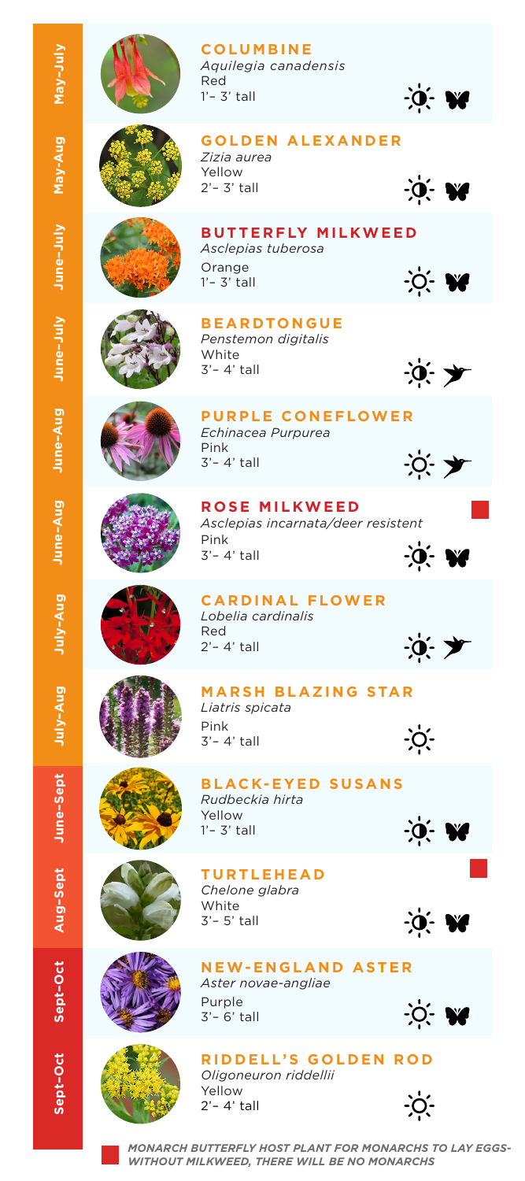May-July

**COLUMBINE**
*Aquilegia canadensis*
Red
1'– 3' tall

May-Aug

**GOLDEN ALEXANDER**
*Zizia aurea*
Yellow
2'– 3' tall

June-July

**BUTTERFLY MILKWEED**
*Asclepias tuberosa*
Orange
1'– 3' tall

June-July

**BEARDTONGUE**
*Penstemon digitalis*
White
3'– 4' tall

June-Aug

**PURPLE CONEFLOWER**
*Echinacea Purpurea*
Pink
3'– 4' tall

June-Aug

**ROSE MILKWEED**
*Asclepias incarnata/deer resistent*
Pink
3'– 4' tall

July-Aug

**CARDINAL FLOWER**
*Lobelia cardinalis*
Red
2'– 4' tall

July-Aug

**MARSH BLAZING STAR**
*Liatris spicata*
Pink
3'– 4' tall

June-Sept

**BLACK-EYED SUSANS**
*Rudbeckia hirta*
Yellow
1'– 3' tall

Aug-Sept

**TURTLEHEAD**
*Chelone glabra*
White
3'– 5' tall

Sept-Oct

**NEW-ENGLAND ASTER**
*Aster novae-angliae*
Purple
3'– 6' tall

Sept-Oct

**RIDDELL'S GOLDEN ROD**
*Oligoneuron riddellii*
Yellow
2'– 4' tall

***MONARCH BUTTERFLY HOST PLANT FOR MONARCHS TO LAY EGGS- WITHOUT MILKWEED, THERE WILL BE NO MONARCHS***